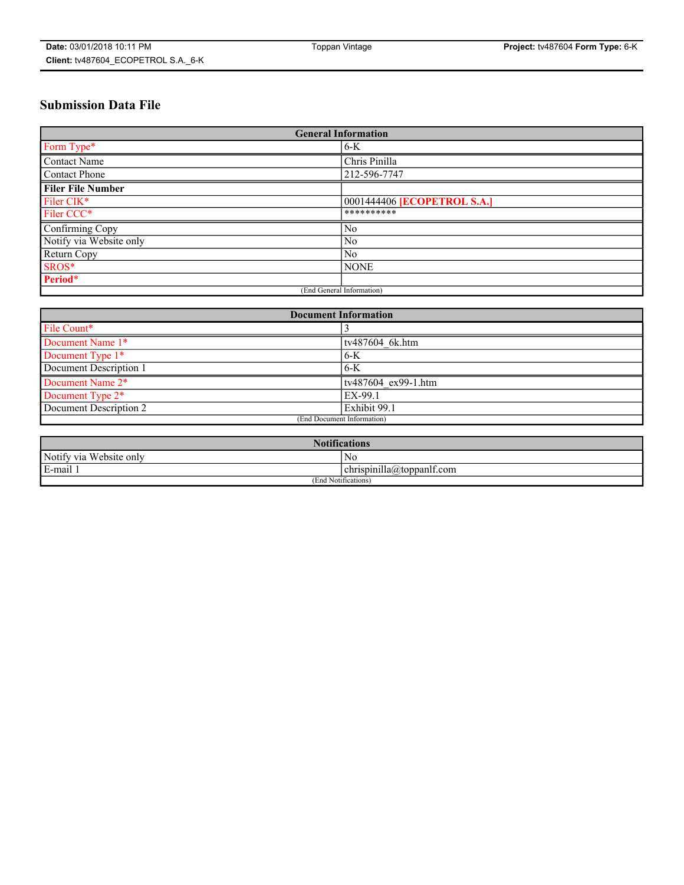# Submission Data File

| General Information | |
|---|---|
| Form Type* | 6-K |
| Contact Name | Chris Pinilla |
| Contact Phone | 212-596-7747 |
| **Filer File Number** | |
| Filer CIK* | 0001444406 **[ECOPETROL S.A.]** |
| Filer CCC* | ********** |
| Confirming Copy | No |
| Notify via Website only | No |
| Return Copy | No |
| SROS* | NONE |
| **Period*** | |
| (End General Information) | |

| Document Information | |
|---|---|
| File Count* | 3 |
| Document Name 1* | tv487604_6k.htm |
| Document Type 1* | 6-K |
| Document Description 1 | 6-K |
| Document Name 2* | tv487604_ex99-1.htm |
| Document Type 2* | EX-99.1 |
| Document Description 2 | Exhibit 99.1 |
| (End Document Information) | |

| Notifications | |
|---|---|
| Notify via Website only | No |
| E-mail 1 | chrispinilla@toppanlf.com |
| (End Notifications) | |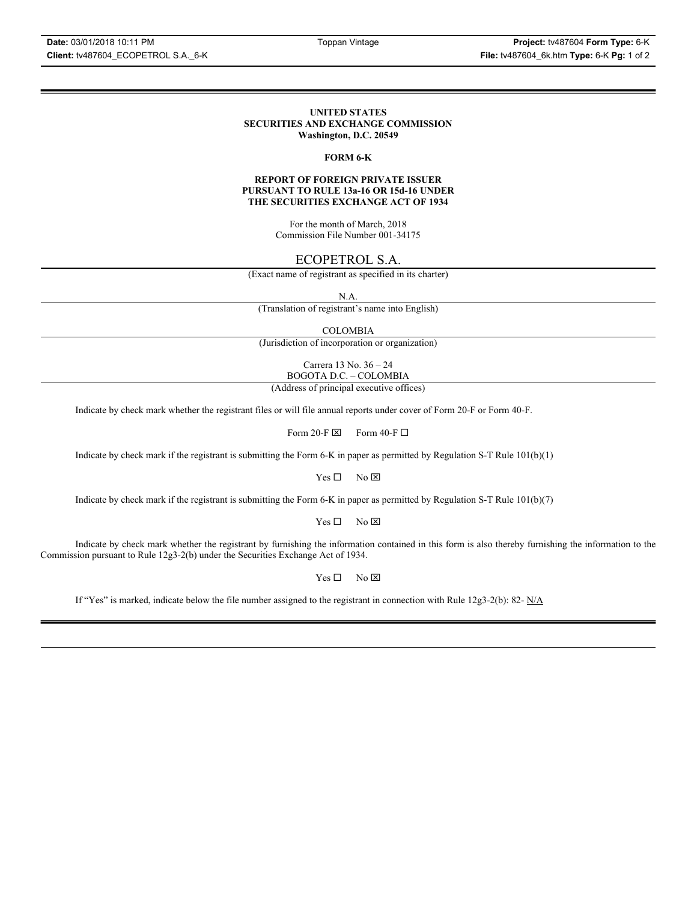**UNITED STATES**
**SECURITIES AND EXCHANGE COMMISSION**
**Washington, D.C. 20549**

**FORM 6-K**

**REPORT OF FOREIGN PRIVATE ISSUER**
**PURSUANT TO RULE 13a-16 OR 15d-16 UNDER**
**THE SECURITIES EXCHANGE ACT OF 1934**

For the month of March, 2018
Commission File Number 001-34175

ECOPETROL S.A.

(Exact name of registrant as specified in its charter)

N.A.

(Translation of registrant's name into English)

COLOMBIA

(Jurisdiction of incorporation or organization)

Carrera 13 No. 36 – 24
BOGOTA D.C. – COLOMBIA

(Address of principal executive offices)

Indicate by check mark whether the registrant files or will file annual reports under cover of Form 20-F or Form 40-F.

Form 20-F ☒ Form 40-F ☐

Indicate by check mark if the registrant is submitting the Form 6-K in paper as permitted by Regulation S-T Rule 101(b)(1)

Yes ☐ No ☒

Indicate by check mark if the registrant is submitting the Form 6-K in paper as permitted by Regulation S-T Rule 101(b)(7)

Yes ☐ No ☒

Indicate by check mark whether the registrant by furnishing the information contained in this form is also thereby furnishing the information to the Commission pursuant to Rule 12g3-2(b) under the Securities Exchange Act of 1934.

Yes ☐ No ☒

If "Yes" is marked, indicate below the file number assigned to the registrant in connection with Rule 12g3-2(b): 82- N/A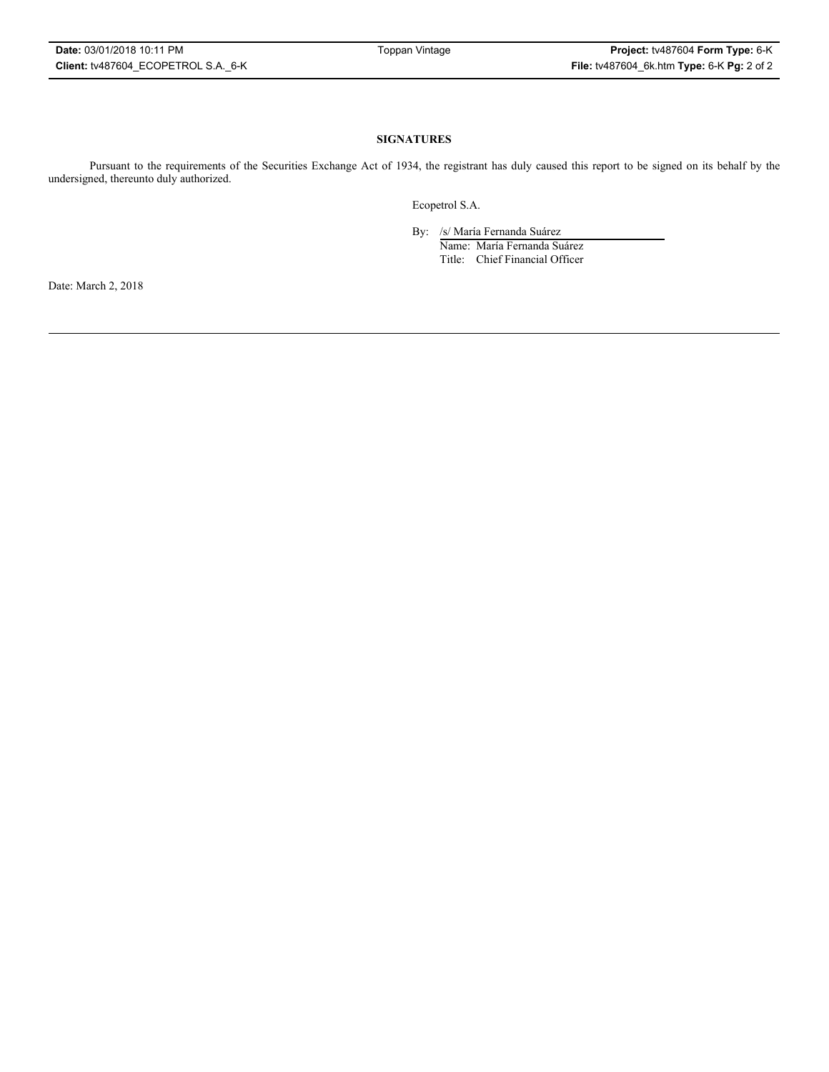**SIGNATURES**

Pursuant to the requirements of the Securities Exchange Act of 1934, the registrant has duly caused this report to be signed on its behalf by the undersigned, thereunto duly authorized.

Ecopetrol S.A.

By: /s/ María Fernanda Suárez
Name: María Fernanda Suárez
Title: Chief Financial Officer

Date: March 2, 2018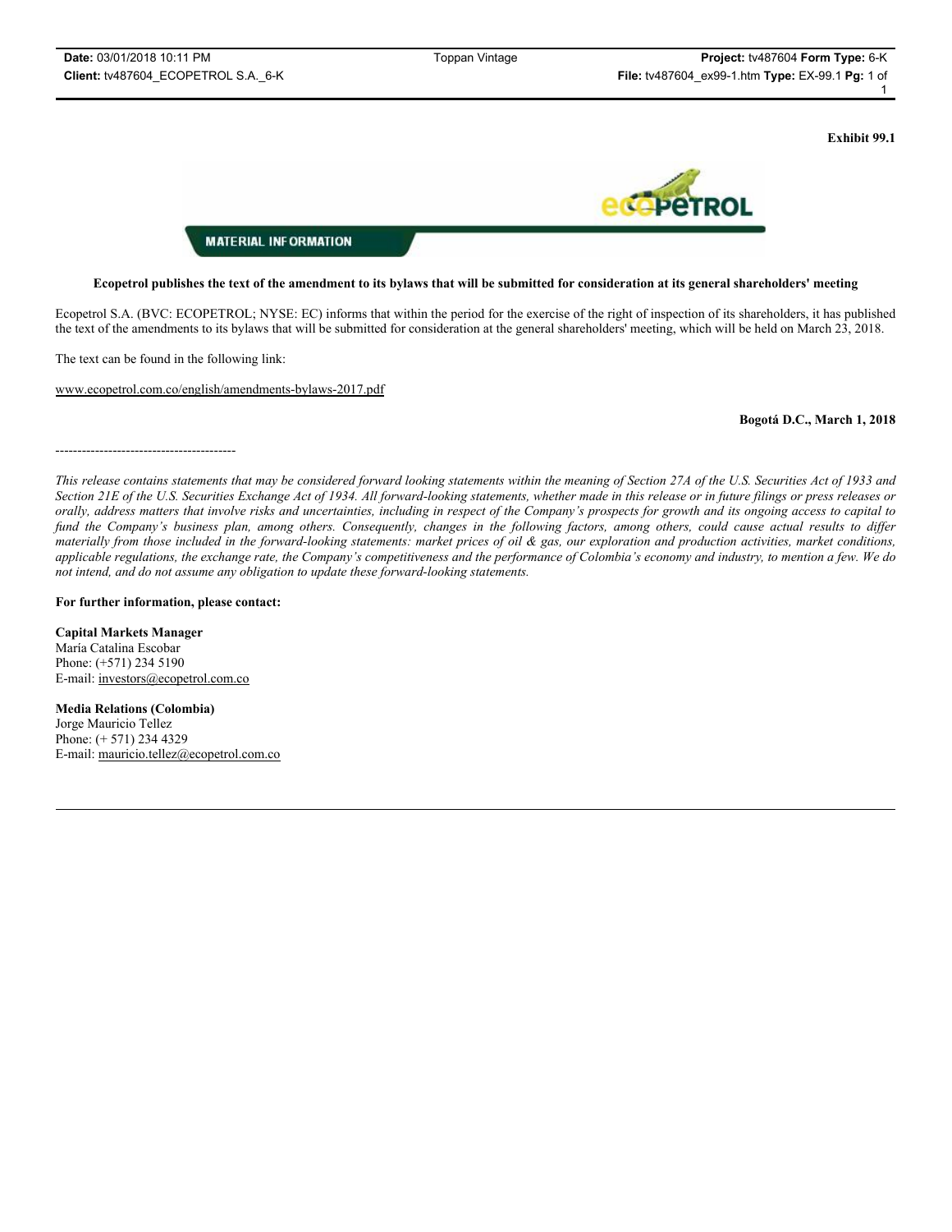**Exhibit 99.1**

**MATERIAL INFORMATION**

**Ecopetrol publishes the text of the amendment to its bylaws that will be submitted for consideration at its general shareholders' meeting**

Ecopetrol S.A. (BVC: ECOPETROL; NYSE: EC) informs that within the period for the exercise of the right of inspection of its shareholders, it has published the text of the amendments to its bylaws that will be submitted for consideration at the general shareholders' meeting, which will be held on March 23, 2018.

The text can be found in the following link:

www.ecopetrol.com.co/english/amendments-bylaws-2017.pdf

**Bogotá D.C., March 1, 2018**

-----------------------------------------

*This release contains statements that may be considered forward looking statements within the meaning of Section 27A of the U.S. Securities Act of 1933 and Section 21E of the U.S. Securities Exchange Act of 1934. All forward-looking statements, whether made in this release or in future filings or press releases or orally, address matters that involve risks and uncertainties, including in respect of the Company's prospects for growth and its ongoing access to capital to fund the Company's business plan, among others. Consequently, changes in the following factors, among others, could cause actual results to differ materially from those included in the forward-looking statements: market prices of oil & gas, our exploration and production activities, market conditions, applicable regulations, the exchange rate, the Company's competitiveness and the performance of Colombia's economy and industry, to mention a few. We do not intend, and do not assume any obligation to update these forward-looking statements.*

**For further information, please contact:**

**Capital Markets Manager**
María Catalina Escobar
Phone: (+571) 234 5190
E-mail: investors@ecopetrol.com.co

**Media Relations (Colombia)**
Jorge Mauricio Tellez
Phone: (+ 571) 234 4329
E-mail: mauricio.tellez@ecopetrol.com.co